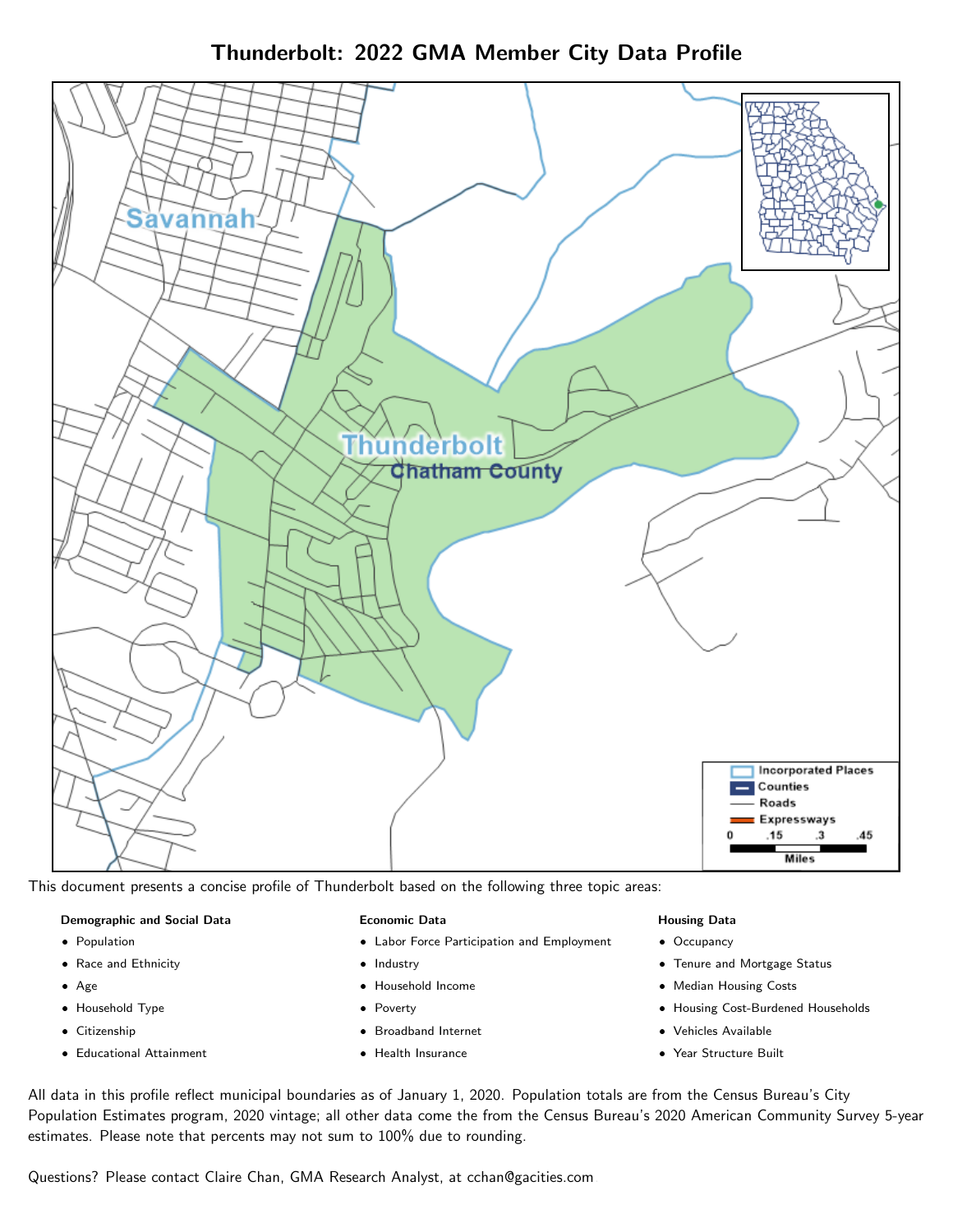# Thunderbolt: 2022 GMA Member City Data Profile

This document presents a concise profile of Thunderbolt based on the following three topic areas:

**Demographic and Social Data**

- Population
- Race and Ethnicity
- Age
- Household Type
- Citizenship
- Educational Attainment

**Economic Data**

- Labor Force Participation and Employment
- Industry
- Household Income
- Poverty
- Broadband Internet
- Health Insurance

**Housing Data**

- Occupancy
- Tenure and Mortgage Status
- Median Housing Costs
- Housing Cost-Burdened Households
- Vehicles Available
- Year Structure Built

All data in this profile reflect municipal boundaries as of January 1, 2020. Population totals are from the Census Bureau's City Population Estimates program, 2020 vintage; all other data come the from the Census Bureau's 2020 American Community Survey 5-year estimates. Please note that percents may not sum to 100% due to rounding.

Questions? Please contact Claire Chan, GMA Research Analyst, at cchan@gacities.com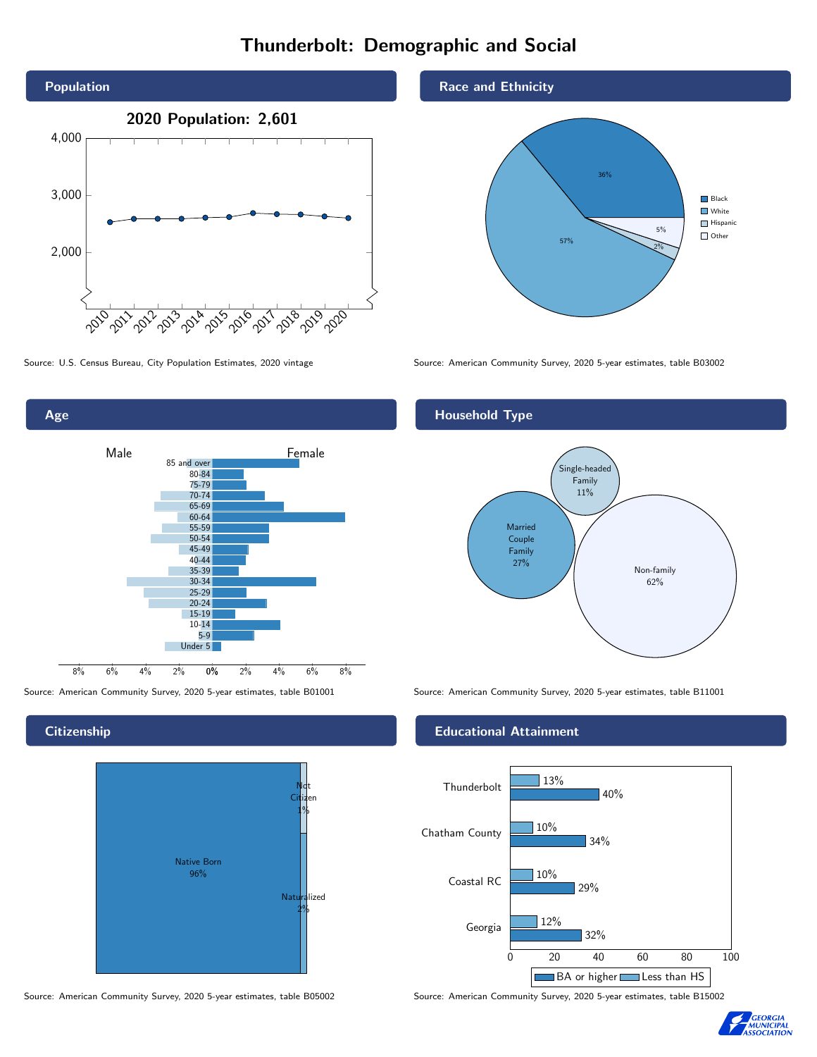# Thunderbolt: Demographic and Social

## Population

**2020 Population: 2,601**

Source: U.S. Census Bureau, City Population Estimates, 2020 vintage

## Race and Ethnicity

| Race/Ethnicity | Share |
|---|---|
| Black | 36% |
| White | 57% |
| Hispanic | 2% |
| Other | 5% |

Source: American Community Survey, 2020 5-year estimates, table B03002

## Age

Source: American Community Survey, 2020 5-year estimates, table B01001

## Household Type

| Household Type | Share |
|---|---|
| Married Couple Family | 27% |
| Single-headed Family | 11% |
| Non-family | 62% |

Source: American Community Survey, 2020 5-year estimates, table B11001

## Citizenship

| Citizenship | Share |
|---|---|
| Native Born | 96% |
| Naturalized | 2% |
| Not Citizen | 1% |

Source: American Community Survey, 2020 5-year estimates, table B05002

## Educational Attainment

| Area | Less than HS | BA or higher |
|---|---|---|
| Thunderbolt | 13% | 40% |
| Chatham County | 10% | 34% |
| Coastal RC | 10% | 29% |
| Georgia | 12% | 32% |

Source: American Community Survey, 2020 5-year estimates, table B15002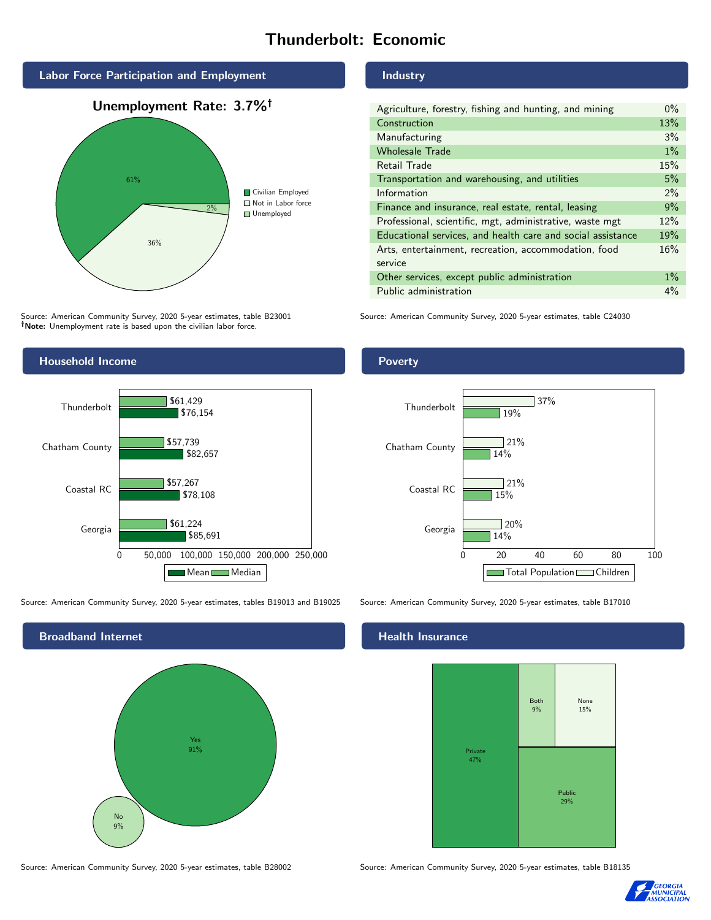# Thunderbolt: Economic

## Labor Force Participation and Employment

**Unemployment Rate: 3.7%†**

| Category | Percent |
|---|---|
| Civilian Employed | 61% |
| Not in Labor force | 36% |
| Unemployed | 2% |

Source: American Community Survey, 2020 5-year estimates, table B23001
**†Note:** Unemployment rate is based upon the civilian labor force.

## Industry

| Industry | Percent |
|---|---|
| Agriculture, forestry, fishing and hunting, and mining | 0% |
| Construction | 13% |
| Manufacturing | 3% |
| Wholesale Trade | 1% |
| Retail Trade | 15% |
| Transportation and warehousing, and utilities | 5% |
| Information | 2% |
| Finance and insurance, real estate, rental, leasing | 9% |
| Professional, scientific, mgt, administrative, waste mgt | 12% |
| Educational services, and health care and social assistance | 19% |
| Arts, entertainment, recreation, accommodation, food service | 16% |
| Other services, except public administration | 1% |
| Public administration | 4% |

Source: American Community Survey, 2020 5-year estimates, table C24030

## Household Income

| | Median | Mean |
|---|---|---|
| Thunderbolt | $61,429 | $76,154 |
| Chatham County | $57,739 | $82,657 |
| Coastal RC | $57,267 | $78,108 |
| Georgia | $61,224 | $85,691 |

Source: American Community Survey, 2020 5-year estimates, tables B19013 and B19025

## Poverty

| | Children | Total Population |
|---|---|---|
| Thunderbolt | 37% | 19% |
| Chatham County | 21% | 14% |
| Coastal RC | 21% | 15% |
| Georgia | 20% | 14% |

Source: American Community Survey, 2020 5-year estimates, table B17010

## Broadband Internet

| | Percent |
|---|---|
| Yes | 91% |
| No | 9% |

Source: American Community Survey, 2020 5-year estimates, table B28002

## Health Insurance

| | Percent |
|---|---|
| Private | 47% |
| Public | 29% |
| Both | 9% |
| None | 15% |

Source: American Community Survey, 2020 5-year estimates, table B18135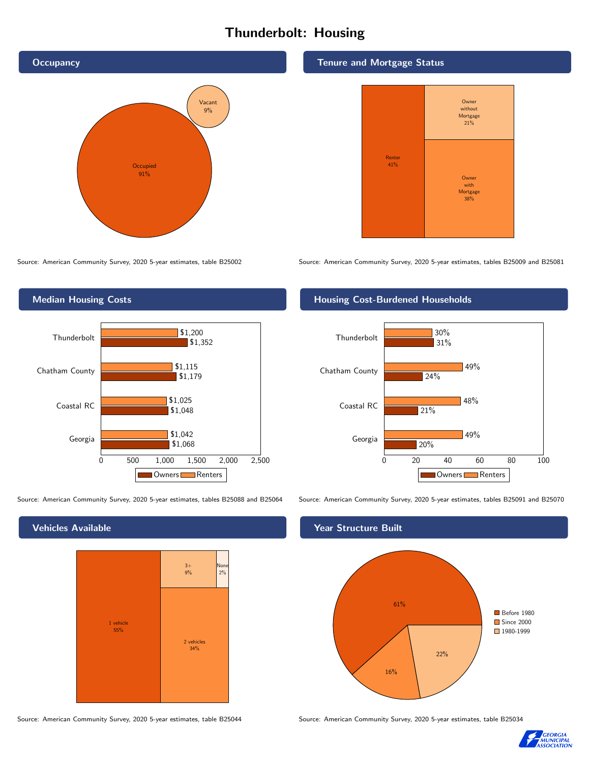# Thunderbolt: Housing

## Occupancy

Occupied
91%

Vacant
9%

Source: American Community Survey, 2020 5-year estimates, table B25002

## Tenure and Mortgage Status

Renter
41%

Owner without Mortgage
21%

Owner with Mortgage
38%

Source: American Community Survey, 2020 5-year estimates, tables B25009 and B25081

## Median Housing Costs

Thunderbolt
$1,200
$1,352

Chatham County
$1,115
$1,179

Coastal RC
$1,025
$1,048

Georgia
$1,042
$1,068

0 500 1,000 1,500 2,000 2,500

Owners Renters

Source: American Community Survey, 2020 5-year estimates, tables B25088 and B25064

## Housing Cost-Burdened Households

Thunderbolt
30%
31%

Chatham County
49%
24%

Coastal RC
48%
21%

Georgia
49%
20%

0 20 40 60 80 100

Owners Renters

Source: American Community Survey, 2020 5-year estimates, tables B25091 and B25070

## Vehicles Available

1 vehicle
55%

2 vehicles
34%

3+
9%

None
2%

Source: American Community Survey, 2020 5-year estimates, table B25044

## Year Structure Built

61%

16%

22%

Before 1980
Since 2000
1980-1999

Source: American Community Survey, 2020 5-year estimates, table B25034